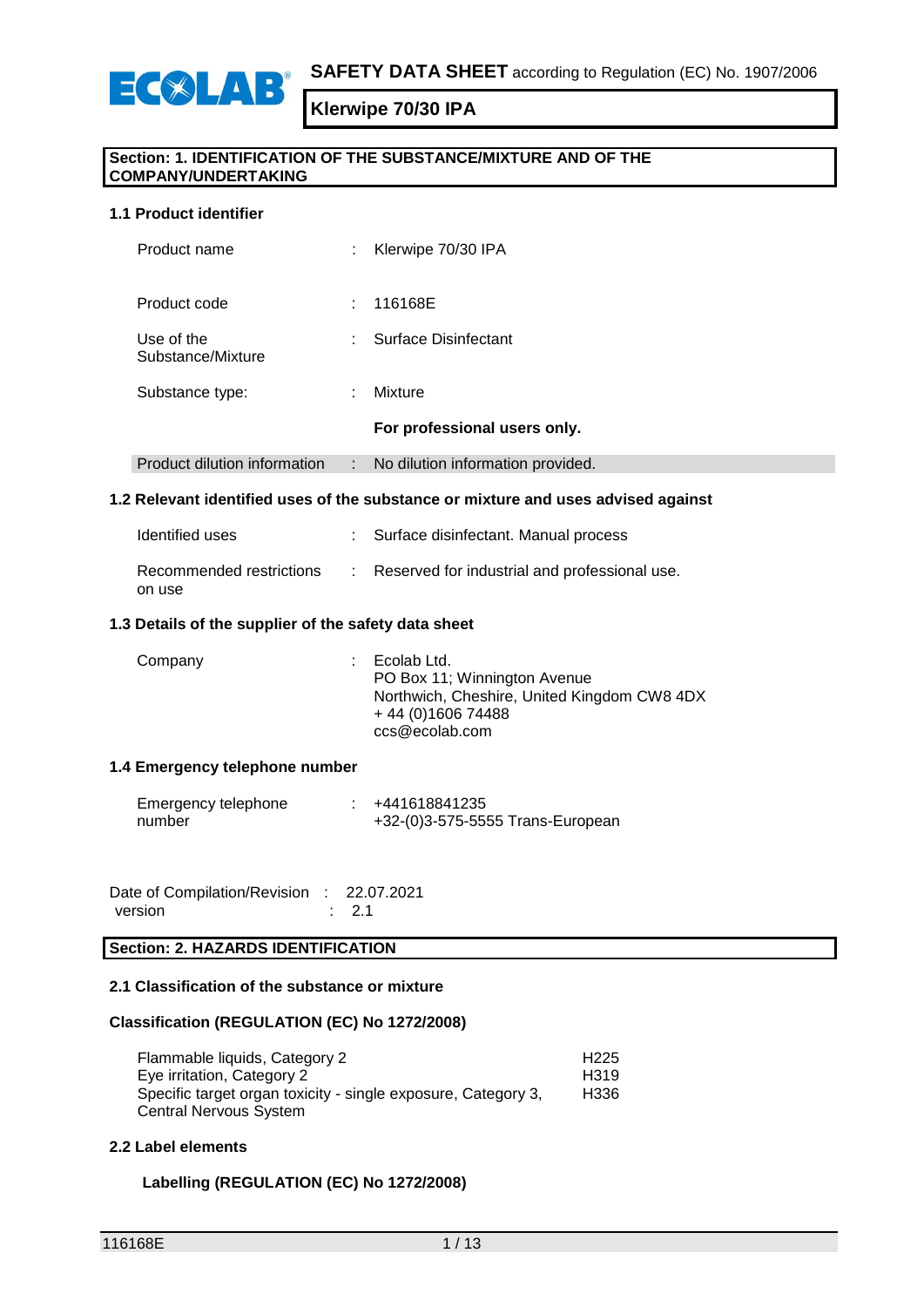**SAFETY DATA SHEET** according to Regulation (EC) No. 1907/2006

# Klerwipe 70/30 IPA

## Section: 1. IDENTIFICATION OF THE SUBSTANCE/MIXTURE AND OF THE COMPANY/UNDERTAKING

### 1.1 Product identifier

| | | |
|---|---|---|
| Product name | : | Klerwipe 70/30 IPA |
| Product code | : | 116168E |
| Use of the Substance/Mixture | : | Surface Disinfectant |
| Substance type: | : | Mixture |
| | | **For professional users only.** |
| Product dilution information | : | No dilution information provided. |

### 1.2 Relevant identified uses of the substance or mixture and uses advised against

| | | |
|---|---|---|
| Identified uses | : | Surface disinfectant. Manual process |
| Recommended restrictions on use | : | Reserved for industrial and professional use. |

### 1.3 Details of the supplier of the safety data sheet

| | | |
|---|---|---|
| Company | : | Ecolab Ltd.<br>PO Box 11; Winnington Avenue<br>Northwich, Cheshire, United Kingdom CW8 4DX<br>+ 44 (0)1606 74488<br>ccs@ecolab.com |

### 1.4 Emergency telephone number

| | | |
|---|---|---|
| Emergency telephone number | : | +441618841235<br>+32-(0)3-575-5555 Trans-European |

| | | |
|---|---|---|
| Date of Compilation/Revision | : | 22.07.2021 |
| version | : | 2.1 |

## Section: 2. HAZARDS IDENTIFICATION

### 2.1 Classification of the substance or mixture

**Classification (REGULATION (EC) No 1272/2008)**

| | |
|---|---|
| Flammable liquids, Category 2 | H225 |
| Eye irritation, Category 2 | H319 |
| Specific target organ toxicity - single exposure, Category 3, Central Nervous System | H336 |

### 2.2 Label elements

**Labelling (REGULATION (EC) No 1272/2008)**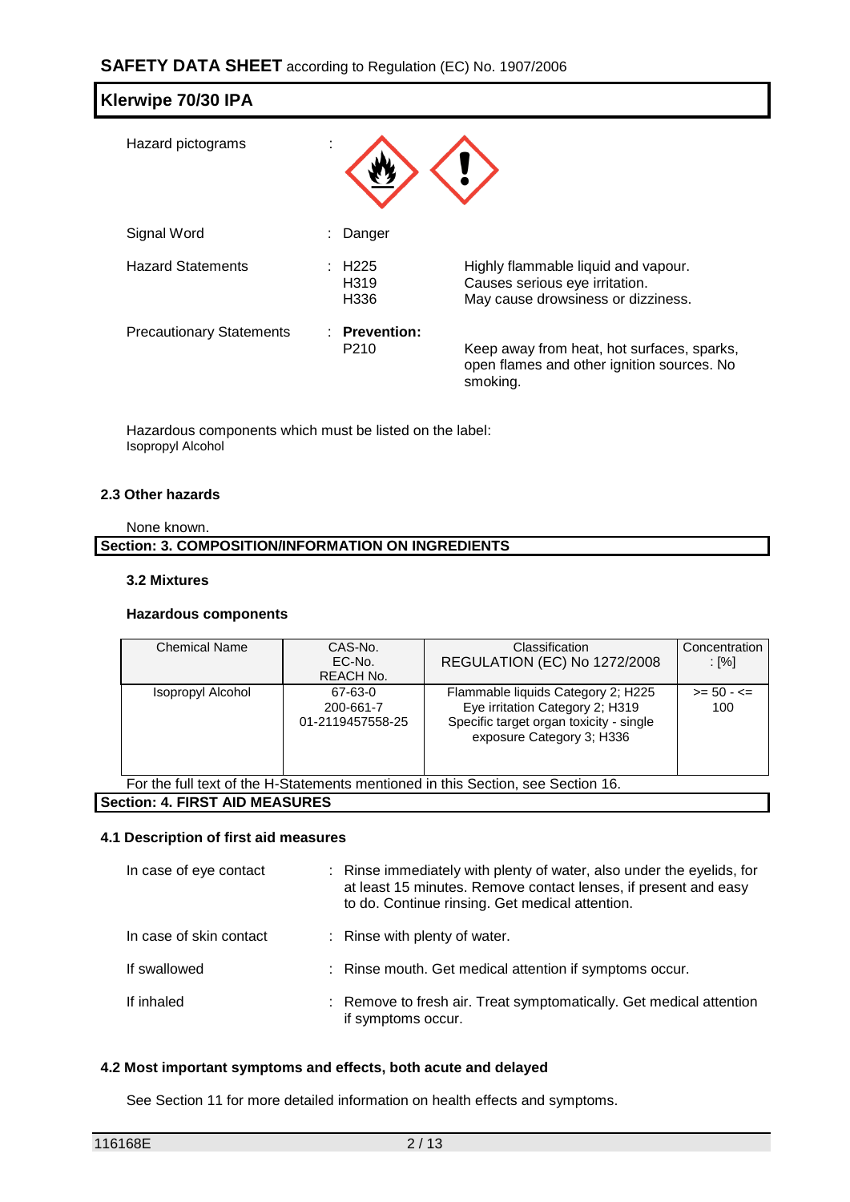| | | | |
|---|---|---|---|
| Hazard pictograms | : | | |
| Signal Word | : | Danger | |
| Hazard Statements | : | H225<br>H319<br>H336 | Highly flammable liquid and vapour.<br>Causes serious eye irritation.<br>May cause drowsiness or dizziness. |
| Precautionary Statements | : | **Prevention:**<br>P210 | Keep away from heat, hot surfaces, sparks, open flames and other ignition sources. No smoking. |

Hazardous components which must be listed on the label:
Isopropyl Alcohol

### 2.3 Other hazards

None known.

## Section: 3. COMPOSITION/INFORMATION ON INGREDIENTS

### 3.2 Mixtures

**Hazardous components**

| Chemical Name | CAS-No.<br>EC-No.<br>REACH No. | Classification<br>REGULATION (EC) No 1272/2008 | Concentration : [%] |
|---|---|---|---|
| Isopropyl Alcohol | 67-63-0<br>200-661-7<br>01-2119457558-25 | Flammable liquids Category 2; H225<br>Eye irritation Category 2; H319<br>Specific target organ toxicity - single exposure Category 3; H336 | >= 50 - <= 100 |

For the full text of the H-Statements mentioned in this Section, see Section 16.

## Section: 4. FIRST AID MEASURES

### 4.1 Description of first aid measures

| | | |
|---|---|---|
| In case of eye contact | : | Rinse immediately with plenty of water, also under the eyelids, for at least 15 minutes. Remove contact lenses, if present and easy to do. Continue rinsing. Get medical attention. |
| In case of skin contact | : | Rinse with plenty of water. |
| If swallowed | : | Rinse mouth. Get medical attention if symptoms occur. |
| If inhaled | : | Remove to fresh air. Treat symptomatically. Get medical attention if symptoms occur. |

### 4.2 Most important symptoms and effects, both acute and delayed

See Section 11 for more detailed information on health effects and symptoms.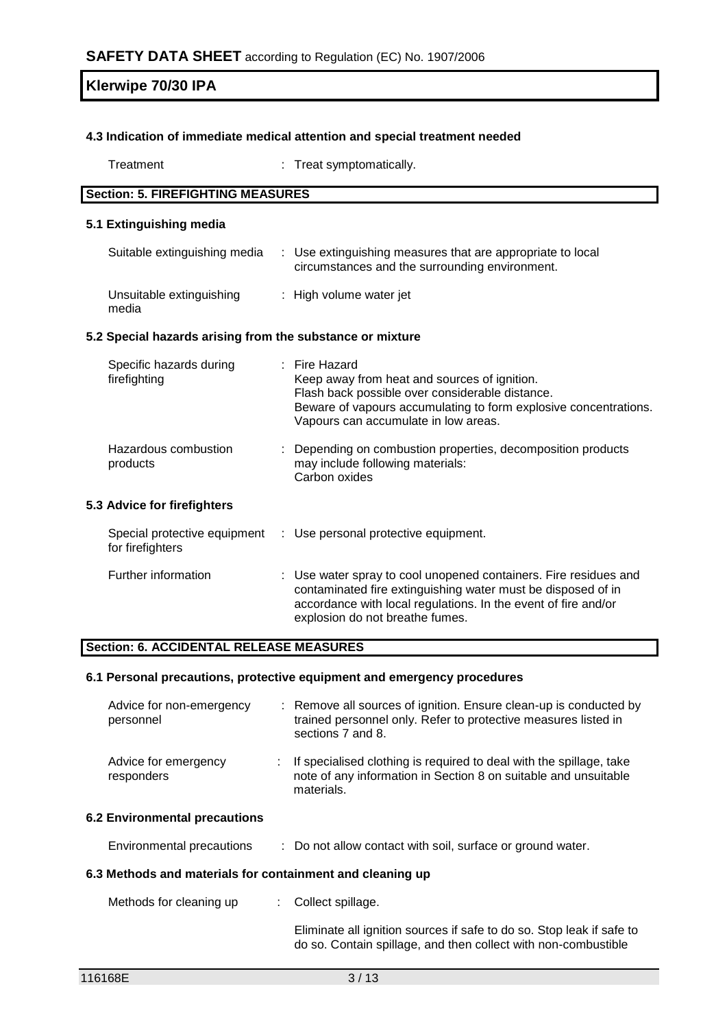#### 4.3 Indication of immediate medical attention and special treatment needed

| | |
|---|---|
| Treatment | : Treat symptomatically. |

## Section: 5. FIREFIGHTING MEASURES

#### 5.1 Extinguishing media

| | |
|---|---|
| Suitable extinguishing media | : Use extinguishing measures that are appropriate to local circumstances and the surrounding environment. |
| Unsuitable extinguishing media | : High volume water jet |

#### 5.2 Special hazards arising from the substance or mixture

| | |
|---|---|
| Specific hazards during firefighting | : Fire Hazard<br>Keep away from heat and sources of ignition.<br>Flash back possible over considerable distance.<br>Beware of vapours accumulating to form explosive concentrations.<br>Vapours can accumulate in low areas. |
| Hazardous combustion products | : Depending on combustion properties, decomposition products may include following materials:<br>Carbon oxides |

#### 5.3 Advice for firefighters

| | |
|---|---|
| Special protective equipment for firefighters | : Use personal protective equipment. |
| Further information | : Use water spray to cool unopened containers. Fire residues and contaminated fire extinguishing water must be disposed of in accordance with local regulations. In the event of fire and/or explosion do not breathe fumes. |

## Section: 6. ACCIDENTAL RELEASE MEASURES

#### 6.1 Personal precautions, protective equipment and emergency procedures

| | |
|---|---|
| Advice for non-emergency personnel | : Remove all sources of ignition. Ensure clean-up is conducted by trained personnel only. Refer to protective measures listed in sections 7 and 8. |
| Advice for emergency responders | : If specialised clothing is required to deal with the spillage, take note of any information in Section 8 on suitable and unsuitable materials. |

#### 6.2 Environmental precautions

| | |
|---|---|
| Environmental precautions | : Do not allow contact with soil, surface or ground water. |

#### 6.3 Methods and materials for containment and cleaning up

| | |
|---|---|
| Methods for cleaning up | : Collect spillage.<br><br>Eliminate all ignition sources if safe to do so. Stop leak if safe to do so. Contain spillage, and then collect with non-combustible |

116168E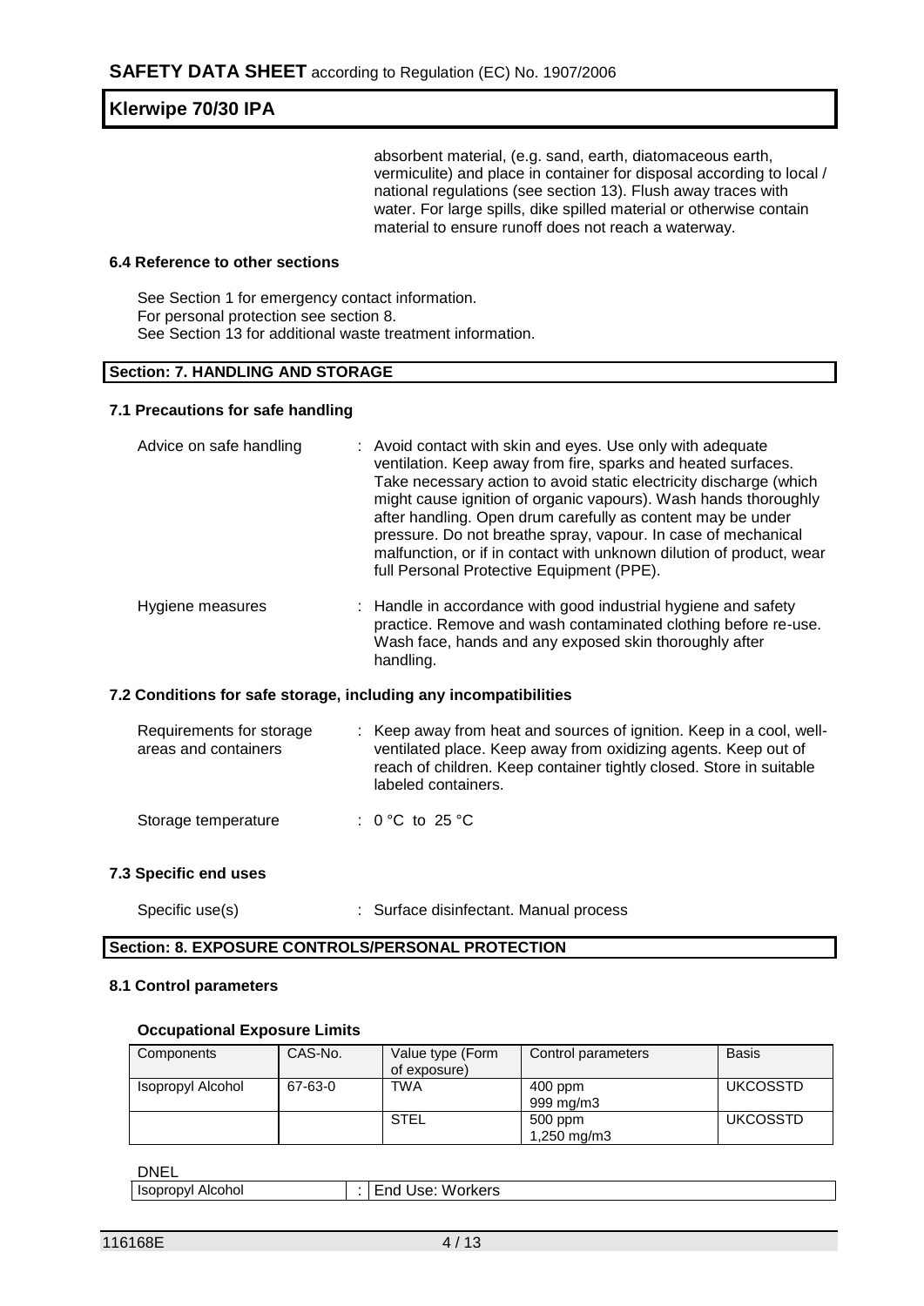absorbent material, (e.g. sand, earth, diatomaceous earth, vermiculite) and place in container for disposal according to local / national regulations (see section 13). Flush away traces with water. For large spills, dike spilled material or otherwise contain material to ensure runoff does not reach a waterway.

### 6.4 Reference to other sections

See Section 1 for emergency contact information.
For personal protection see section 8.
See Section 13 for additional waste treatment information.

## Section: 7. HANDLING AND STORAGE

### 7.1 Precautions for safe handling

Advice on safe handling : Avoid contact with skin and eyes. Use only with adequate ventilation. Keep away from fire, sparks and heated surfaces. Take necessary action to avoid static electricity discharge (which might cause ignition of organic vapours). Wash hands thoroughly after handling. Open drum carefully as content may be under pressure. Do not breathe spray, vapour. In case of mechanical malfunction, or if in contact with unknown dilution of product, wear full Personal Protective Equipment (PPE).

Hygiene measures : Handle in accordance with good industrial hygiene and safety practice. Remove and wash contaminated clothing before re-use. Wash face, hands and any exposed skin thoroughly after handling.

### 7.2 Conditions for safe storage, including any incompatibilities

Requirements for storage areas and containers : Keep away from heat and sources of ignition. Keep in a cool, well-ventilated place. Keep away from oxidizing agents. Keep out of reach of children. Keep container tightly closed. Store in suitable labeled containers.

Storage temperature : 0 °C to 25 °C

### 7.3 Specific end uses

Specific use(s) : Surface disinfectant. Manual process

## Section: 8. EXPOSURE CONTROLS/PERSONAL PROTECTION

### 8.1 Control parameters

**Occupational Exposure Limits**

| Components | CAS-No. | Value type (Form of exposure) | Control parameters | Basis |
|---|---|---|---|---|
| Isopropyl Alcohol | 67-63-0 | TWA | 400 ppm<br>999 mg/m3 | UKCOSSTD |
| | | STEL | 500 ppm<br>1,250 mg/m3 | UKCOSSTD |

DNEL

| Isopropyl Alcohol | : | End Use: Workers |
|---|---|---|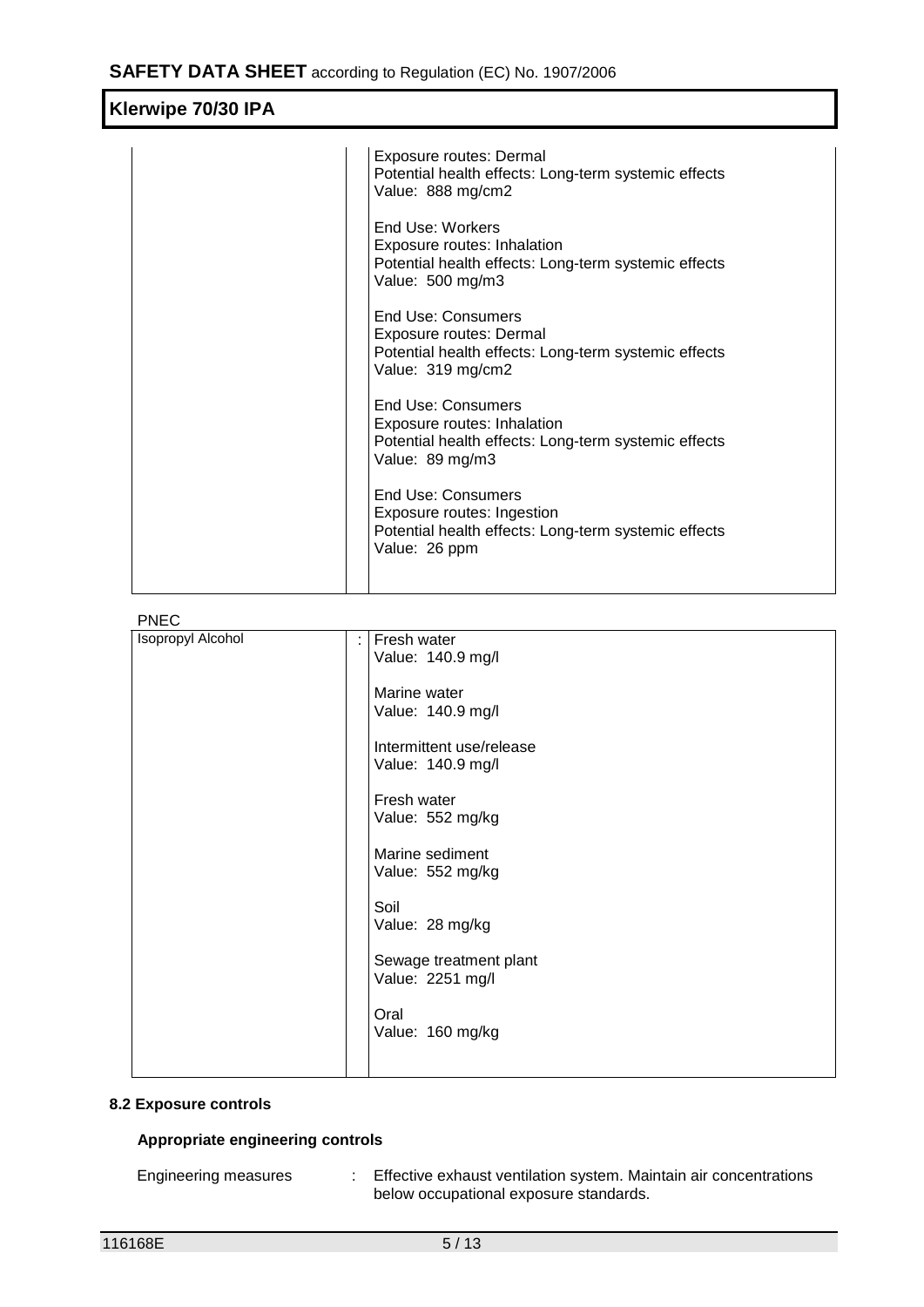| | | |
|---|---|---|
| | | Exposure routes: Dermal<br>Potential health effects: Long-term systemic effects<br>Value: 888 mg/cm2<br><br>End Use: Workers<br>Exposure routes: Inhalation<br>Potential health effects: Long-term systemic effects<br>Value: 500 mg/m3<br><br>End Use: Consumers<br>Exposure routes: Dermal<br>Potential health effects: Long-term systemic effects<br>Value: 319 mg/cm2<br><br>End Use: Consumers<br>Exposure routes: Inhalation<br>Potential health effects: Long-term systemic effects<br>Value: 89 mg/m3<br><br>End Use: Consumers<br>Exposure routes: Ingestion<br>Potential health effects: Long-term systemic effects<br>Value: 26 ppm |

PNEC

| | | |
|---|---|---|
| Isopropyl Alcohol | : | Fresh water<br>Value: 140.9 mg/l<br><br>Marine water<br>Value: 140.9 mg/l<br><br>Intermittent use/release<br>Value: 140.9 mg/l<br><br>Fresh water<br>Value: 552 mg/kg<br><br>Marine sediment<br>Value: 552 mg/kg<br><br>Soil<br>Value: 28 mg/kg<br><br>Sewage treatment plant<br>Value: 2251 mg/l<br><br>Oral<br>Value: 160 mg/kg |

### 8.2 Exposure controls

**Appropriate engineering controls**

Engineering measures : Effective exhaust ventilation system. Maintain air concentrations below occupational exposure standards.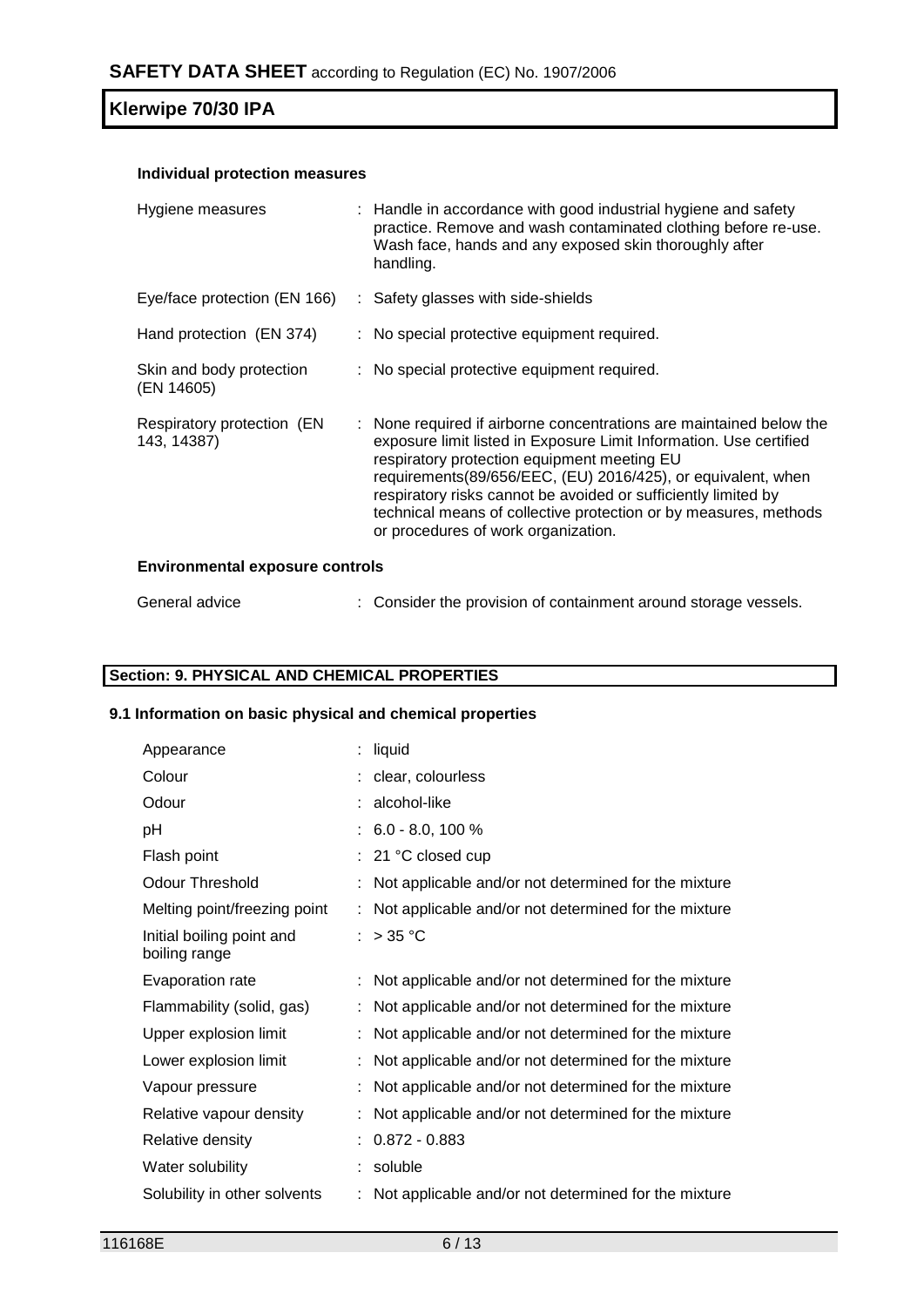**Individual protection measures**

| | |
|---|---|
| Hygiene measures | : Handle in accordance with good industrial hygiene and safety practice. Remove and wash contaminated clothing before re-use. Wash face, hands and any exposed skin thoroughly after handling. |
| Eye/face protection (EN 166) | : Safety glasses with side-shields |
| Hand protection (EN 374) | : No special protective equipment required. |
| Skin and body protection (EN 14605) | : No special protective equipment required. |
| Respiratory protection (EN 143, 14387) | : None required if airborne concentrations are maintained below the exposure limit listed in Exposure Limit Information. Use certified respiratory protection equipment meeting EU requirements(89/656/EEC, (EU) 2016/425), or equivalent, when respiratory risks cannot be avoided or sufficiently limited by technical means of collective protection or by measures, methods or procedures of work organization. |

**Environmental exposure controls**

| | |
|---|---|
| General advice | : Consider the provision of containment around storage vessels. |

## Section: 9. PHYSICAL AND CHEMICAL PROPERTIES

### 9.1 Information on basic physical and chemical properties

| | |
|---|---|
| Appearance | : liquid |
| Colour | : clear, colourless |
| Odour | : alcohol-like |
| pH | : 6.0 - 8.0, 100 % |
| Flash point | : 21 °C closed cup |
| Odour Threshold | : Not applicable and/or not determined for the mixture |
| Melting point/freezing point | : Not applicable and/or not determined for the mixture |
| Initial boiling point and boiling range | : > 35 °C |
| Evaporation rate | : Not applicable and/or not determined for the mixture |
| Flammability (solid, gas) | : Not applicable and/or not determined for the mixture |
| Upper explosion limit | : Not applicable and/or not determined for the mixture |
| Lower explosion limit | : Not applicable and/or not determined for the mixture |
| Vapour pressure | : Not applicable and/or not determined for the mixture |
| Relative vapour density | : Not applicable and/or not determined for the mixture |
| Relative density | : 0.872 - 0.883 |
| Water solubility | : soluble |
| Solubility in other solvents | : Not applicable and/or not determined for the mixture |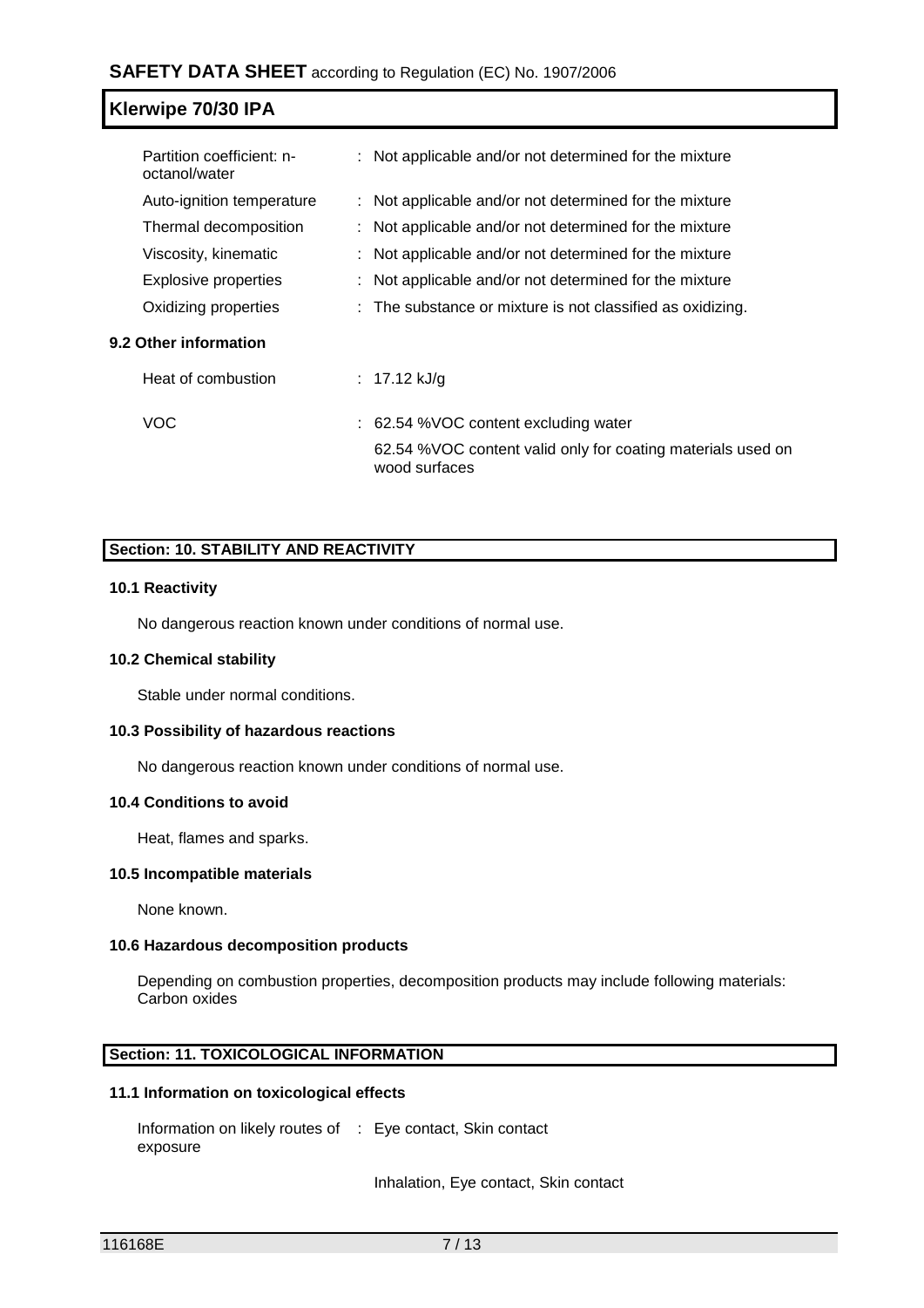| | |
|---|---|
| Partition coefficient: n-octanol/water | : Not applicable and/or not determined for the mixture |
| Auto-ignition temperature | : Not applicable and/or not determined for the mixture |
| Thermal decomposition | : Not applicable and/or not determined for the mixture |
| Viscosity, kinematic | : Not applicable and/or not determined for the mixture |
| Explosive properties | : Not applicable and/or not determined for the mixture |
| Oxidizing properties | : The substance or mixture is not classified as oxidizing. |

**9.2 Other information**

| | |
|---|---|
| Heat of combustion | : 17.12 kJ/g |
| VOC | : 62.54 %VOC content excluding water<br>62.54 %VOC content valid only for coating materials used on wood surfaces |

## Section: 10. STABILITY AND REACTIVITY

**10.1 Reactivity**

No dangerous reaction known under conditions of normal use.

**10.2 Chemical stability**

Stable under normal conditions.

**10.3 Possibility of hazardous reactions**

No dangerous reaction known under conditions of normal use.

**10.4 Conditions to avoid**

Heat, flames and sparks.

**10.5 Incompatible materials**

None known.

**10.6 Hazardous decomposition products**

Depending on combustion properties, decomposition products may include following materials:
Carbon oxides

## Section: 11. TOXICOLOGICAL INFORMATION

**11.1 Information on toxicological effects**

| | |
|---|---|
| Information on likely routes of exposure | : Eye contact, Skin contact<br>Inhalation, Eye contact, Skin contact |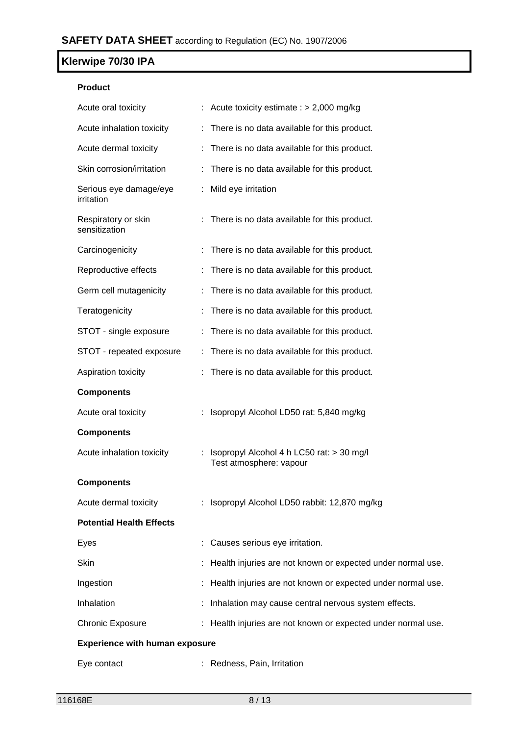**Product**

| | |
|---|---|
| Acute oral toxicity | : Acute toxicity estimate : > 2,000 mg/kg |
| Acute inhalation toxicity | : There is no data available for this product. |
| Acute dermal toxicity | : There is no data available for this product. |
| Skin corrosion/irritation | : There is no data available for this product. |
| Serious eye damage/eye irritation | : Mild eye irritation |
| Respiratory or skin sensitization | : There is no data available for this product. |
| Carcinogenicity | : There is no data available for this product. |
| Reproductive effects | : There is no data available for this product. |
| Germ cell mutagenicity | : There is no data available for this product. |
| Teratogenicity | : There is no data available for this product. |
| STOT - single exposure | : There is no data available for this product. |
| STOT - repeated exposure | : There is no data available for this product. |
| Aspiration toxicity | : There is no data available for this product. |

**Components**

| | |
|---|---|
| Acute oral toxicity | : Isopropyl Alcohol LD50 rat: 5,840 mg/kg |

**Components**

| | |
|---|---|
| Acute inhalation toxicity | : Isopropyl Alcohol 4 h LC50 rat: > 30 mg/l<br>Test atmosphere: vapour |

**Components**

| | |
|---|---|
| Acute dermal toxicity | : Isopropyl Alcohol LD50 rabbit: 12,870 mg/kg |

**Potential Health Effects**

| | |
|---|---|
| Eyes | : Causes serious eye irritation. |
| Skin | : Health injuries are not known or expected under normal use. |
| Ingestion | : Health injuries are not known or expected under normal use. |
| Inhalation | : Inhalation may cause central nervous system effects. |
| Chronic Exposure | : Health injuries are not known or expected under normal use. |

**Experience with human exposure**

| | |
|---|---|
| Eye contact | : Redness, Pain, Irritation |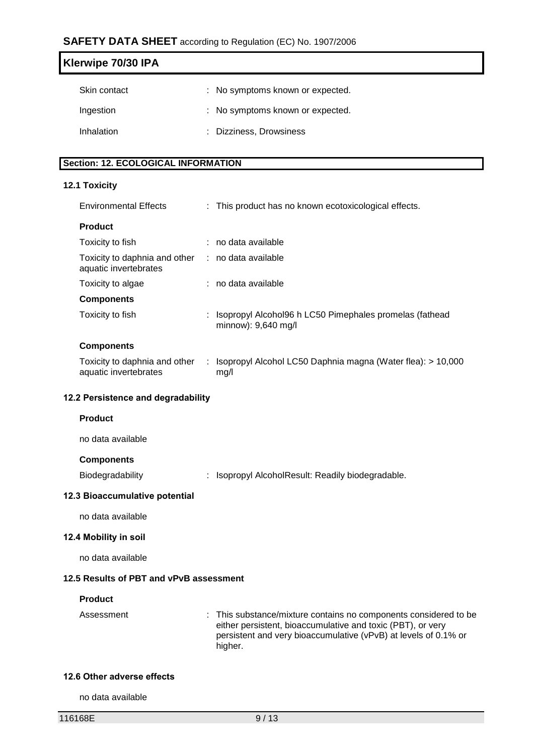| | | |
|---|---|---|
| Skin contact | : | No symptoms known or expected. |
| Ingestion | : | No symptoms known or expected. |
| Inhalation | : | Dizziness, Drowsiness |

## Section: 12. ECOLOGICAL INFORMATION

### 12.1 Toxicity

| | | |
|---|---|---|
| Environmental Effects | : | This product has no known ecotoxicological effects. |

**Product**

| | | |
|---|---|---|
| Toxicity to fish | : | no data available |
| Toxicity to daphnia and other aquatic invertebrates | : | no data available |
| Toxicity to algae | : | no data available |

**Components**

| | | |
|---|---|---|
| Toxicity to fish | : | Isopropyl Alcohol96 h LC50 Pimephales promelas (fathead minnow): 9,640 mg/l |

**Components**

| | | |
|---|---|---|
| Toxicity to daphnia and other aquatic invertebrates | : | Isopropyl Alcohol LC50 Daphnia magna (Water flea): > 10,000 mg/l |

### 12.2 Persistence and degradability

**Product**

no data available

**Components**

| | | |
|---|---|---|
| Biodegradability | : | Isopropyl AlcoholResult: Readily biodegradable. |

### 12.3 Bioaccumulative potential

no data available

### 12.4 Mobility in soil

no data available

### 12.5 Results of PBT and vPvB assessment

**Product**

| | | |
|---|---|---|
| Assessment | : | This substance/mixture contains no components considered to be either persistent, bioaccumulative and toxic (PBT), or very persistent and very bioaccumulative (vPvB) at levels of 0.1% or higher. |

### 12.6 Other adverse effects

no data available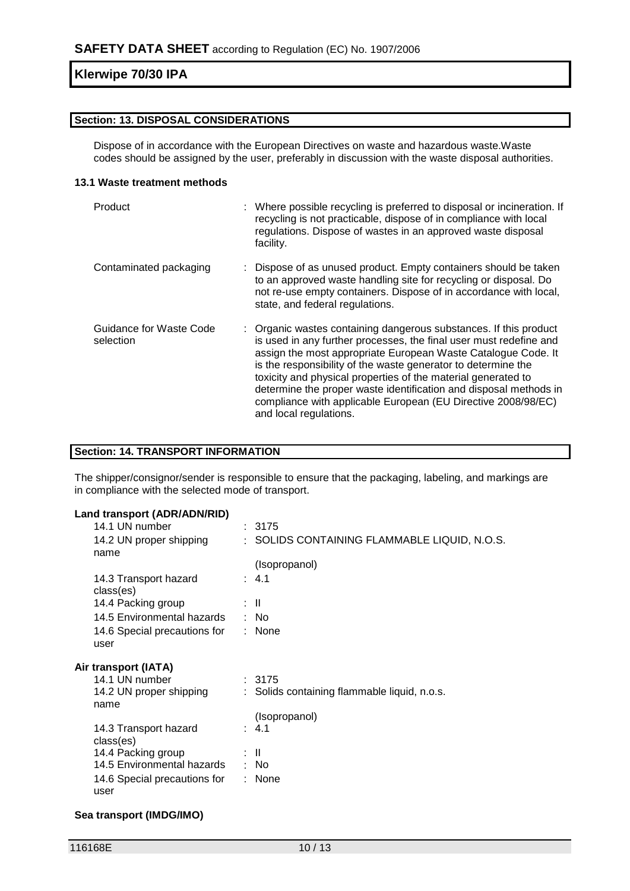## Section: 13. DISPOSAL CONSIDERATIONS

Dispose of in accordance with the European Directives on waste and hazardous waste.Waste codes should be assigned by the user, preferably in discussion with the waste disposal authorities.

### 13.1 Waste treatment methods

| | |
|---|---|
| Product | : Where possible recycling is preferred to disposal or incineration. If recycling is not practicable, dispose of in compliance with local regulations. Dispose of wastes in an approved waste disposal facility. |
| Contaminated packaging | : Dispose of as unused product. Empty containers should be taken to an approved waste handling site for recycling or disposal. Do not re-use empty containers. Dispose of in accordance with local, state, and federal regulations. |
| Guidance for Waste Code selection | : Organic wastes containing dangerous substances. If this product is used in any further processes, the final user must redefine and assign the most appropriate European Waste Catalogue Code. It is the responsibility of the waste generator to determine the toxicity and physical properties of the material generated to determine the proper waste identification and disposal methods in compliance with applicable European (EU Directive 2008/98/EC) and local regulations. |

## Section: 14. TRANSPORT INFORMATION

The shipper/consignor/sender is responsible to ensure that the packaging, labeling, and markings are in compliance with the selected mode of transport.

### Land transport (ADR/ADN/RID)

| | |
|---|---|
| 14.1 UN number | : 3175 |
| 14.2 UN proper shipping name | : SOLIDS CONTAINING FLAMMABLE LIQUID, N.O.S. (Isopropanol) |
| 14.3 Transport hazard class(es) | : 4.1 |
| 14.4 Packing group | : II |
| 14.5 Environmental hazards | : No |
| 14.6 Special precautions for user | : None |

### Air transport (IATA)

| | |
|---|---|
| 14.1 UN number | : 3175 |
| 14.2 UN proper shipping name | : Solids containing flammable liquid, n.o.s. (Isopropanol) |
| 14.3 Transport hazard class(es) | : 4.1 |
| 14.4 Packing group | : II |
| 14.5 Environmental hazards | : No |
| 14.6 Special precautions for user | : None |

### Sea transport (IMDG/IMO)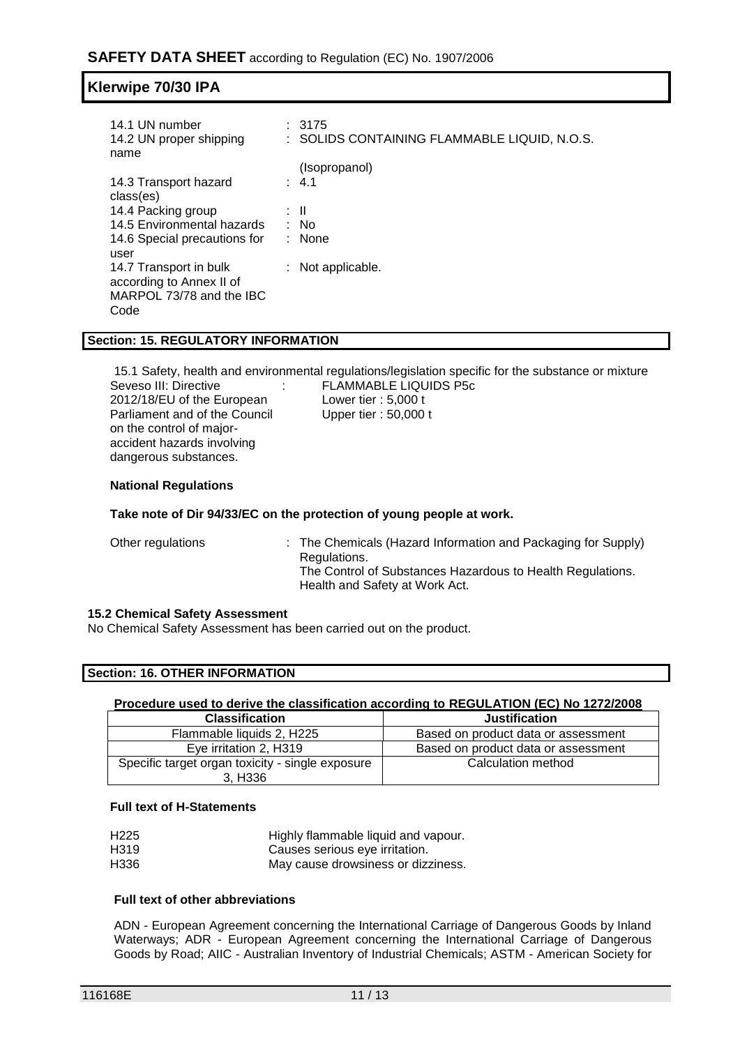| | |
|---|---|
| 14.1 UN number | : 3175 |
| 14.2 UN proper shipping name | : SOLIDS CONTAINING FLAMMABLE LIQUID, N.O.S. (Isopropanol) |
| 14.3 Transport hazard class(es) | : 4.1 |
| 14.4 Packing group | : II |
| 14.5 Environmental hazards | : No |
| 14.6 Special precautions for user | : None |
| 14.7 Transport in bulk according to Annex II of MARPOL 73/78 and the IBC Code | : Not applicable. |

## Section: 15. REGULATORY INFORMATION

15.1 Safety, health and environmental regulations/legislation specific for the substance or mixture

| | |
|---|---|
| Seveso III: Directive 2012/18/EU of the European Parliament and of the Council on the control of major-accident hazards involving dangerous substances. | : FLAMMABLE LIQUIDS P5c<br>Lower tier : 5,000 t<br>Upper tier : 50,000 t |

**National Regulations**

**Take note of Dir 94/33/EC on the protection of young people at work.**

| | |
|---|---|
| Other regulations | : The Chemicals (Hazard Information and Packaging for Supply) Regulations.<br>The Control of Substances Hazardous to Health Regulations.<br>Health and Safety at Work Act. |

**15.2 Chemical Safety Assessment**

No Chemical Safety Assessment has been carried out on the product.

## Section: 16. OTHER INFORMATION

**Procedure used to derive the classification according to REGULATION (EC) No 1272/2008**

| Classification | Justification |
|---|---|
| Flammable liquids 2, H225 | Based on product data or assessment |
| Eye irritation 2, H319 | Based on product data or assessment |
| Specific target organ toxicity - single exposure 3, H336 | Calculation method |

**Full text of H-Statements**

| | |
|---|---|
| H225 | Highly flammable liquid and vapour. |
| H319 | Causes serious eye irritation. |
| H336 | May cause drowsiness or dizziness. |

**Full text of other abbreviations**

ADN - European Agreement concerning the International Carriage of Dangerous Goods by Inland Waterways; ADR - European Agreement concerning the International Carriage of Dangerous Goods by Road; AIIC - Australian Inventory of Industrial Chemicals; ASTM - American Society for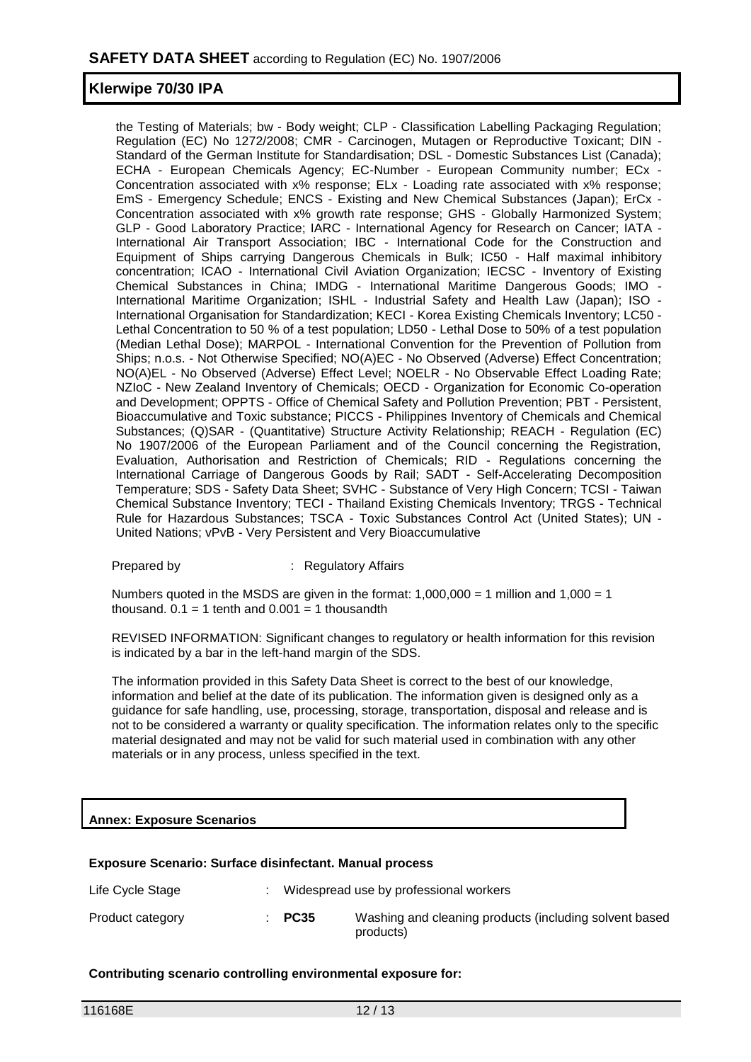the Testing of Materials; bw - Body weight; CLP - Classification Labelling Packaging Regulation; Regulation (EC) No 1272/2008; CMR - Carcinogen, Mutagen or Reproductive Toxicant; DIN - Standard of the German Institute for Standardisation; DSL - Domestic Substances List (Canada); ECHA - European Chemicals Agency; EC-Number - European Community number; ECx - Concentration associated with x% response; ELx - Loading rate associated with x% response; EmS - Emergency Schedule; ENCS - Existing and New Chemical Substances (Japan); ErCx - Concentration associated with x% growth rate response; GHS - Globally Harmonized System; GLP - Good Laboratory Practice; IARC - International Agency for Research on Cancer; IATA - International Air Transport Association; IBC - International Code for the Construction and Equipment of Ships carrying Dangerous Chemicals in Bulk; IC50 - Half maximal inhibitory concentration; ICAO - International Civil Aviation Organization; IECSC - Inventory of Existing Chemical Substances in China; IMDG - International Maritime Dangerous Goods; IMO - International Maritime Organization; ISHL - Industrial Safety and Health Law (Japan); ISO - International Organisation for Standardization; KECI - Korea Existing Chemicals Inventory; LC50 - Lethal Concentration to 50 % of a test population; LD50 - Lethal Dose to 50% of a test population (Median Lethal Dose); MARPOL - International Convention for the Prevention of Pollution from Ships; n.o.s. - Not Otherwise Specified; NO(A)EC - No Observed (Adverse) Effect Concentration; NO(A)EL - No Observed (Adverse) Effect Level; NOELR - No Observable Effect Loading Rate; NZIoC - New Zealand Inventory of Chemicals; OECD - Organization for Economic Co-operation and Development; OPPTS - Office of Chemical Safety and Pollution Prevention; PBT - Persistent, Bioaccumulative and Toxic substance; PICCS - Philippines Inventory of Chemicals and Chemical Substances; (Q)SAR - (Quantitative) Structure Activity Relationship; REACH - Regulation (EC) No 1907/2006 of the European Parliament and of the Council concerning the Registration, Evaluation, Authorisation and Restriction of Chemicals; RID - Regulations concerning the International Carriage of Dangerous Goods by Rail; SADT - Self-Accelerating Decomposition Temperature; SDS - Safety Data Sheet; SVHC - Substance of Very High Concern; TCSI - Taiwan Chemical Substance Inventory; TECI - Thailand Existing Chemicals Inventory; TRGS - Technical Rule for Hazardous Substances; TSCA - Toxic Substances Control Act (United States); UN - United Nations; vPvB - Very Persistent and Very Bioaccumulative

Prepared by : Regulatory Affairs

Numbers quoted in the MSDS are given in the format: 1,000,000 = 1 million and 1,000 = 1 thousand. 0.1 = 1 tenth and 0.001 = 1 thousandth

REVISED INFORMATION: Significant changes to regulatory or health information for this revision is indicated by a bar in the left-hand margin of the SDS.

The information provided in this Safety Data Sheet is correct to the best of our knowledge, information and belief at the date of its publication. The information given is designed only as a guidance for safe handling, use, processing, storage, transportation, disposal and release and is not to be considered a warranty or quality specification. The information relates only to the specific material designated and may not be valid for such material used in combination with any other materials or in any process, unless specified in the text.

## Annex: Exposure Scenarios

### Exposure Scenario: Surface disinfectant. Manual process

| | | |
|---|---|---|
| Life Cycle Stage | : Widespread use by professional workers | |
| Product category | : **PC35** | Washing and cleaning products (including solvent based products) |

**Contributing scenario controlling environmental exposure for:**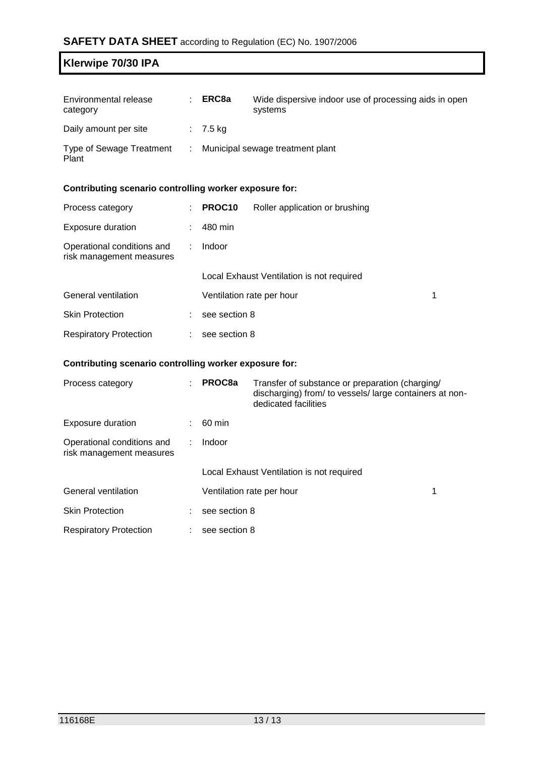| | | | |
|---|---|---|---|
| Environmental release category | : | **ERC8a** | Wide dispersive indoor use of processing aids in open systems |
| Daily amount per site | : | 7.5 kg | |
| Type of Sewage Treatment Plant | : | Municipal sewage treatment plant | |

**Contributing scenario controlling worker exposure for:**

| | | | | |
|---|---|---|---|---|
| Process category | : | **PROC10** | Roller application or brushing | |
| Exposure duration | : | 480 min | | |
| Operational conditions and risk management measures | : | Indoor | | |
| | | Local Exhaust Ventilation is not required | | |
| General ventilation | | Ventilation rate per hour | | 1 |
| Skin Protection | : | see section 8 | | |
| Respiratory Protection | : | see section 8 | | |

**Contributing scenario controlling worker exposure for:**

| | | | | |
|---|---|---|---|---|
| Process category | : | **PROC8a** | Transfer of substance or preparation (charging/ discharging) from/ to vessels/ large containers at non-dedicated facilities | |
| Exposure duration | : | 60 min | | |
| Operational conditions and risk management measures | : | Indoor | | |
| | | Local Exhaust Ventilation is not required | | |
| General ventilation | | Ventilation rate per hour | | 1 |
| Skin Protection | : | see section 8 | | |
| Respiratory Protection | : | see section 8 | | |